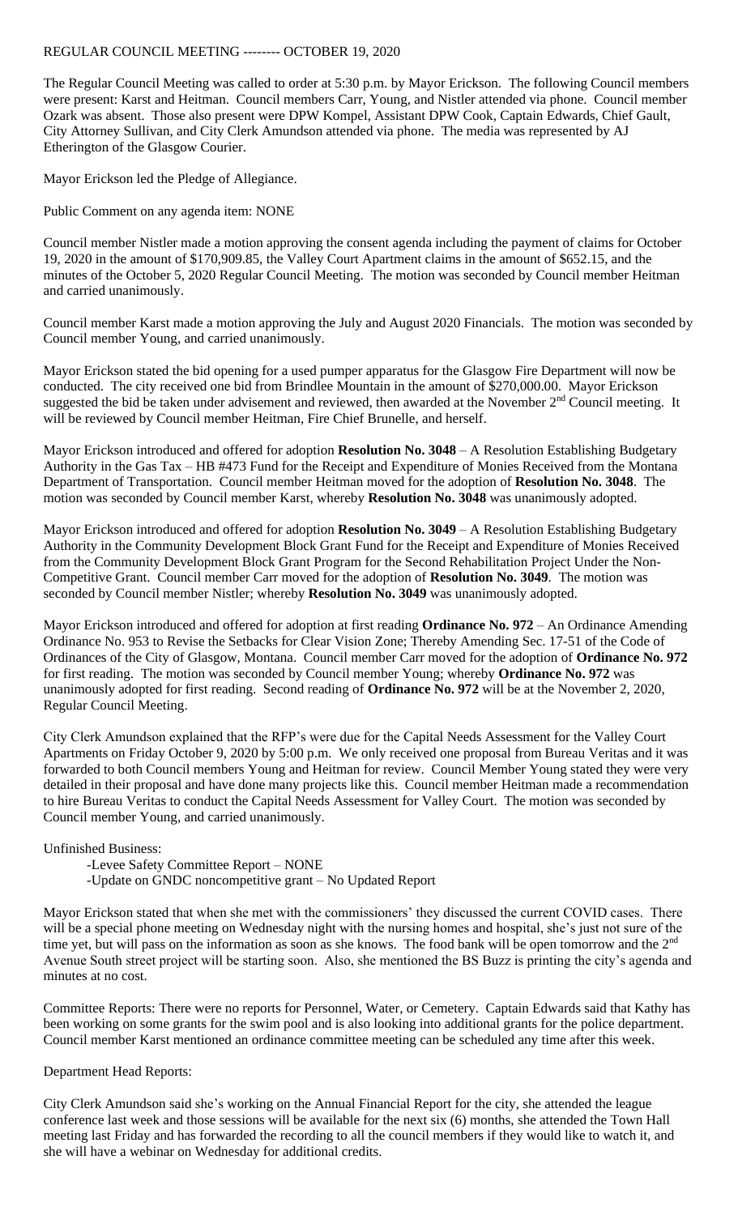# REGULAR COUNCIL MEETING -------- OCTOBER 19, 2020

The Regular Council Meeting was called to order at 5:30 p.m. by Mayor Erickson. The following Council members were present: Karst and Heitman. Council members Carr, Young, and Nistler attended via phone. Council member Ozark was absent. Those also present were DPW Kompel, Assistant DPW Cook, Captain Edwards, Chief Gault, City Attorney Sullivan, and City Clerk Amundson attended via phone. The media was represented by AJ Etherington of the Glasgow Courier.

Mayor Erickson led the Pledge of Allegiance.

Public Comment on any agenda item: NONE

Council member Nistler made a motion approving the consent agenda including the payment of claims for October 19, 2020 in the amount of $170,909.85, the Valley Court Apartment claims in the amount of $652.15, and the minutes of the October 5, 2020 Regular Council Meeting. The motion was seconded by Council member Heitman and carried unanimously.

Council member Karst made a motion approving the July and August 2020 Financials. The motion was seconded by Council member Young, and carried unanimously.

Mayor Erickson stated the bid opening for a used pumper apparatus for the Glasgow Fire Department will now be conducted. The city received one bid from Brindlee Mountain in the amount of $270,000.00. Mayor Erickson suggested the bid be taken under advisement and reviewed, then awarded at the November 2nd Council meeting. It will be reviewed by Council member Heitman, Fire Chief Brunelle, and herself.

Mayor Erickson introduced and offered for adoption **Resolution No. 3048** – A Resolution Establishing Budgetary Authority in the Gas Tax – HB #473 Fund for the Receipt and Expenditure of Monies Received from the Montana Department of Transportation. Council member Heitman moved for the adoption of **Resolution No. 3048**. The motion was seconded by Council member Karst, whereby **Resolution No. 3048** was unanimously adopted.

Mayor Erickson introduced and offered for adoption **Resolution No. 3049** – A Resolution Establishing Budgetary Authority in the Community Development Block Grant Fund for the Receipt and Expenditure of Monies Received from the Community Development Block Grant Program for the Second Rehabilitation Project Under the Non-Competitive Grant. Council member Carr moved for the adoption of **Resolution No. 3049**. The motion was seconded by Council member Nistler; whereby **Resolution No. 3049** was unanimously adopted.

Mayor Erickson introduced and offered for adoption at first reading **Ordinance No. 972** – An Ordinance Amending Ordinance No. 953 to Revise the Setbacks for Clear Vision Zone; Thereby Amending Sec. 17-51 of the Code of Ordinances of the City of Glasgow, Montana. Council member Carr moved for the adoption of **Ordinance No. 972** for first reading. The motion was seconded by Council member Young; whereby **Ordinance No. 972** was unanimously adopted for first reading. Second reading of **Ordinance No. 972** will be at the November 2, 2020, Regular Council Meeting.

City Clerk Amundson explained that the RFP's were due for the Capital Needs Assessment for the Valley Court Apartments on Friday October 9, 2020 by 5:00 p.m. We only received one proposal from Bureau Veritas and it was forwarded to both Council members Young and Heitman for review. Council Member Young stated they were very detailed in their proposal and have done many projects like this. Council member Heitman made a recommendation to hire Bureau Veritas to conduct the Capital Needs Assessment for Valley Court. The motion was seconded by Council member Young, and carried unanimously.

Unfinished Business:

- Levee Safety Committee Report – NONE
- Update on GNDC noncompetitive grant – No Updated Report

Mayor Erickson stated that when she met with the commissioners' they discussed the current COVID cases. There will be a special phone meeting on Wednesday night with the nursing homes and hospital, she's just not sure of the time yet, but will pass on the information as soon as she knows. The food bank will be open tomorrow and the 2nd Avenue South street project will be starting soon. Also, she mentioned the BS Buzz is printing the city's agenda and minutes at no cost.

Committee Reports: There were no reports for Personnel, Water, or Cemetery. Captain Edwards said that Kathy has been working on some grants for the swim pool and is also looking into additional grants for the police department. Council member Karst mentioned an ordinance committee meeting can be scheduled any time after this week.

Department Head Reports:

City Clerk Amundson said she's working on the Annual Financial Report for the city, she attended the league conference last week and those sessions will be available for the next six (6) months, she attended the Town Hall meeting last Friday and has forwarded the recording to all the council members if they would like to watch it, and she will have a webinar on Wednesday for additional credits.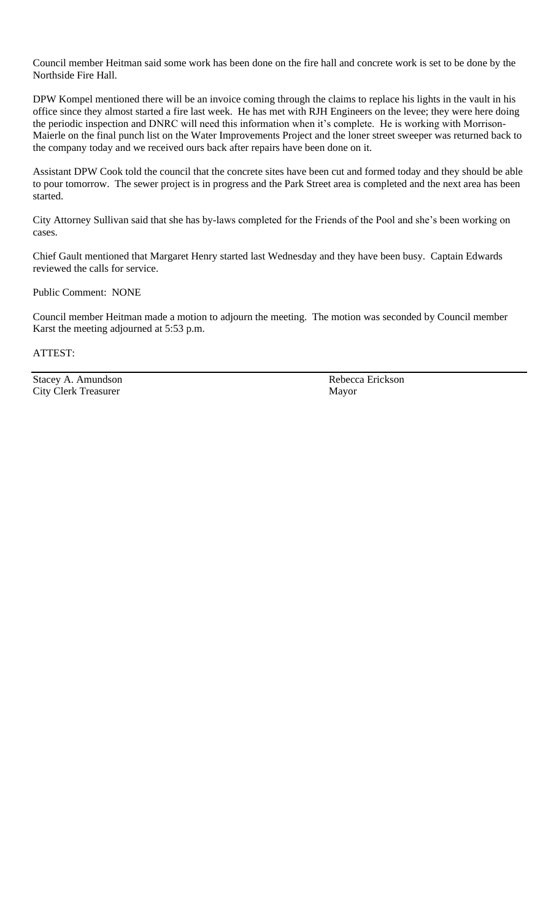Council member Heitman said some work has been done on the fire hall and concrete work is set to be done by the Northside Fire Hall.

DPW Kompel mentioned there will be an invoice coming through the claims to replace his lights in the vault in his office since they almost started a fire last week. He has met with RJH Engineers on the levee; they were here doing the periodic inspection and DNRC will need this information when it's complete. He is working with Morrison-Maierle on the final punch list on the Water Improvements Project and the loner street sweeper was returned back to the company today and we received ours back after repairs have been done on it.

Assistant DPW Cook told the council that the concrete sites have been cut and formed today and they should be able to pour tomorrow. The sewer project is in progress and the Park Street area is completed and the next area has been started.

City Attorney Sullivan said that she has by-laws completed for the Friends of the Pool and she's been working on cases.

Chief Gault mentioned that Margaret Henry started last Wednesday and they have been busy. Captain Edwards reviewed the calls for service.

Public Comment: NONE

Council member Heitman made a motion to adjourn the meeting. The motion was seconded by Council member Karst the meeting adjourned at 5:53 p.m.

ATTEST:

| | |
|---|---|
| Stacey A. Amundson<br>City Clerk Treasurer | Rebecca Erickson<br>Mayor |